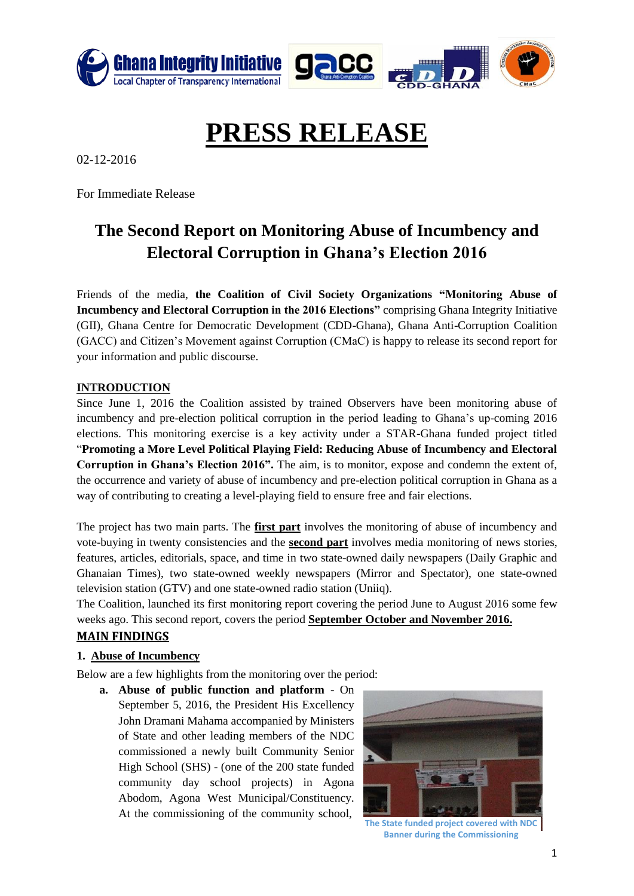# PRESS RELEASE

02-12-2016

For Immediate Release

## The Second Report on Monitoring Abuse of Incumbency and Electoral Corruption in Ghana's Election 2016

Friends of the media, **the Coalition of Civil Society Organizations "Monitoring Abuse of Incumbency and Electoral Corruption in the 2016 Elections"** comprising Ghana Integrity Initiative (GII), Ghana Centre for Democratic Development (CDD-Ghana), Ghana Anti-Corruption Coalition (GACC) and Citizen's Movement against Corruption (CMaC) is happy to release its second report for your information and public discourse.

### INTRODUCTION

Since June 1, 2016 the Coalition assisted by trained Observers have been monitoring abuse of incumbency and pre-election political corruption in the period leading to Ghana's up-coming 2016 elections. This monitoring exercise is a key activity under a STAR-Ghana funded project titled "**Promoting a More Level Political Playing Field: Reducing Abuse of Incumbency and Electoral Corruption in Ghana's Election 2016".** The aim, is to monitor, expose and condemn the extent of, the occurrence and variety of abuse of incumbency and pre-election political corruption in Ghana as a way of contributing to creating a level-playing field to ensure free and fair elections.

The project has two main parts. The **first part** involves the monitoring of abuse of incumbency and vote-buying in twenty consistencies and the **second part** involves media monitoring of news stories, features, articles, editorials, space, and time in two state-owned daily newspapers (Daily Graphic and Ghanaian Times), two state-owned weekly newspapers (Mirror and Spectator), one state-owned television station (GTV) and one state-owned radio station (Uniiq).

The Coalition, launched its first monitoring report covering the period June to August 2016 some few weeks ago. This second report, covers the period **September October and November 2016.**

### MAIN FINDINGS

#### 1. Abuse of Incumbency

Below are a few highlights from the monitoring over the period:

a. **Abuse of public function and platform** - On September 5, 2016, the President His Excellency John Dramani Mahama accompanied by Ministers of State and other leading members of the NDC commissioned a newly built Community Senior High School (SHS) - (one of the 200 state funded community day school projects) in Agona Abodom, Agona West Municipal/Constituency. At the commissioning of the community school,

The State funded project covered with NDC Banner during the Commissioning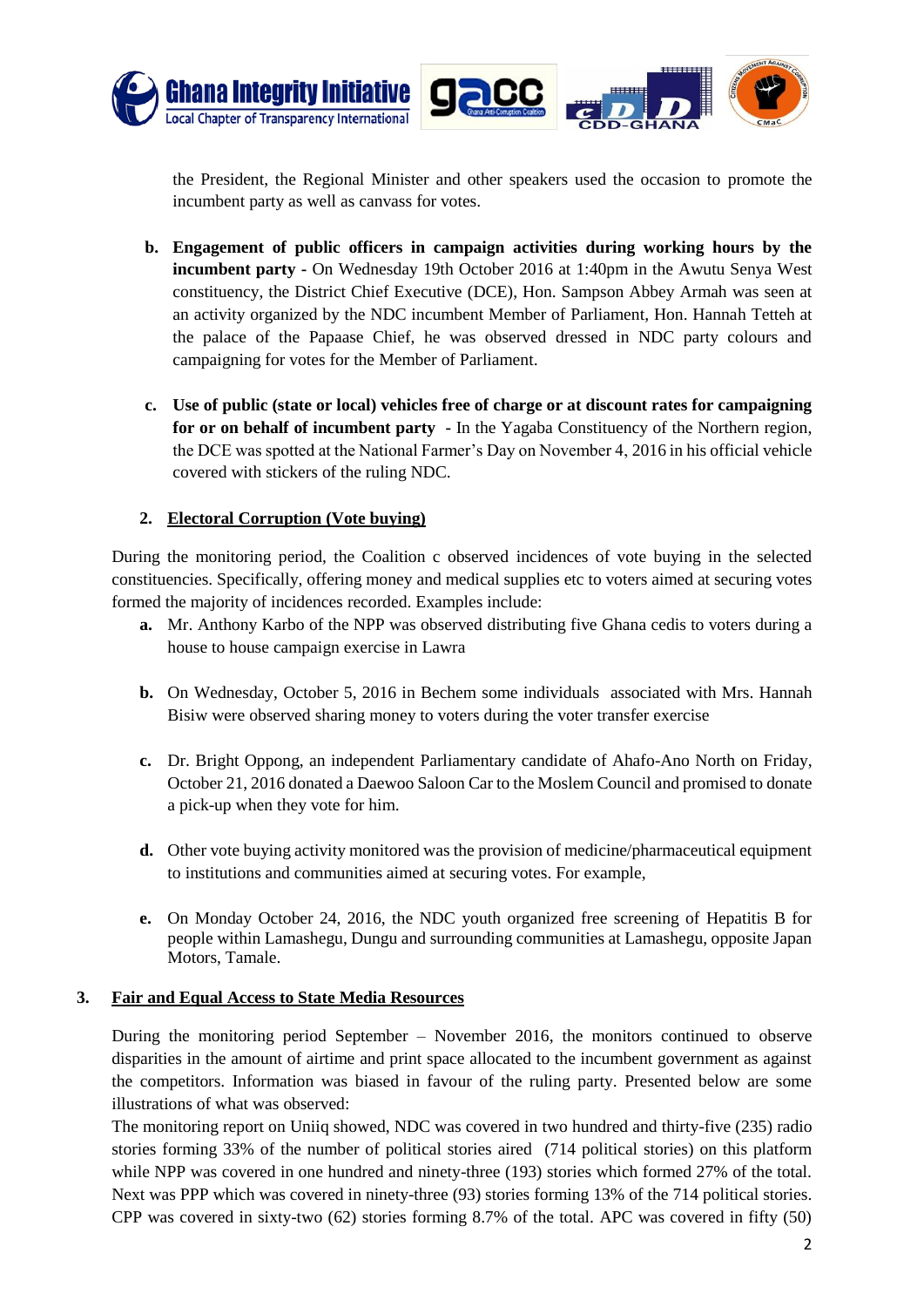the President, the Regional Minister and other speakers used the occasion to promote the incumbent party as well as canvass for votes.

b. **Engagement of public officers in campaign activities during working hours by the incumbent party -** On Wednesday 19th October 2016 at 1:40pm in the Awutu Senya West constituency, the District Chief Executive (DCE), Hon. Sampson Abbey Armah was seen at an activity organized by the NDC incumbent Member of Parliament, Hon. Hannah Tetteh at the palace of the Papaase Chief, he was observed dressed in NDC party colours and campaigning for votes for the Member of Parliament.

c. **Use of public (state or local) vehicles free of charge or at discount rates for campaigning for or on behalf of incumbent party -** In the Yagaba Constituency of the Northern region, the DCE was spotted at the National Farmer's Day on November 4, 2016 in his official vehicle covered with stickers of the ruling NDC.

2. **<u>Electoral Corruption (Vote buying)</u>**

During the monitoring period, the Coalition c observed incidences of vote buying in the selected constituencies. Specifically, offering money and medical supplies etc to voters aimed at securing votes formed the majority of incidences recorded. Examples include:

a. Mr. Anthony Karbo of the NPP was observed distributing five Ghana cedis to voters during a house to house campaign exercise in Lawra

b. On Wednesday, October 5, 2016 in Bechem some individuals associated with Mrs. Hannah Bisiw were observed sharing money to voters during the voter transfer exercise

c. Dr. Bright Oppong, an independent Parliamentary candidate of Ahafo-Ano North on Friday, October 21, 2016 donated a Daewoo Saloon Car to the Moslem Council and promised to donate a pick-up when they vote for him.

d. Other vote buying activity monitored was the provision of medicine/pharmaceutical equipment to institutions and communities aimed at securing votes. For example,

e. On Monday October 24, 2016, the NDC youth organized free screening of Hepatitis B for people within Lamashegu, Dungu and surrounding communities at Lamashegu, opposite Japan Motors, Tamale.

## 3. <u>Fair and Equal Access to State Media Resources</u>

During the monitoring period September – November 2016, the monitors continued to observe disparities in the amount of airtime and print space allocated to the incumbent government as against the competitors. Information was biased in favour of the ruling party. Presented below are some illustrations of what was observed:

The monitoring report on Uniiq showed, NDC was covered in two hundred and thirty-five (235) radio stories forming 33% of the number of political stories aired (714 political stories) on this platform while NPP was covered in one hundred and ninety-three (193) stories which formed 27% of the total. Next was PPP which was covered in ninety-three (93) stories forming 13% of the 714 political stories. CPP was covered in sixty-two (62) stories forming 8.7% of the total. APC was covered in fifty (50)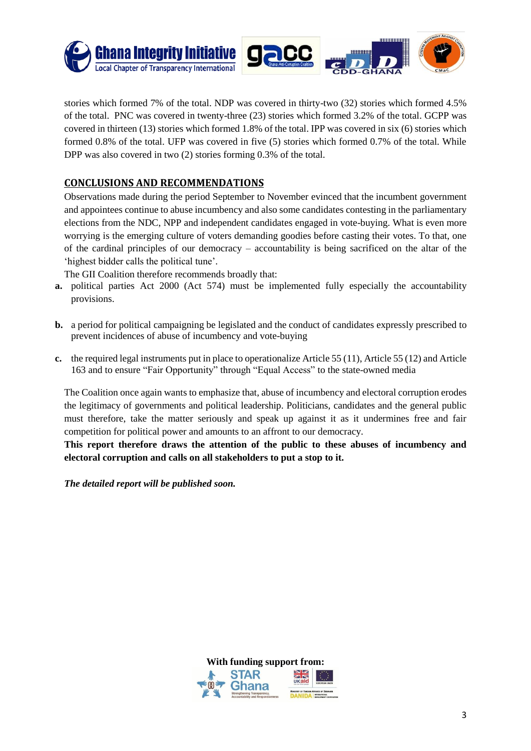stories which formed 7% of the total. NDP was covered in thirty-two (32) stories which formed 4.5% of the total. PNC was covered in twenty-three (23) stories which formed 3.2% of the total. GCPP was covered in thirteen (13) stories which formed 1.8% of the total. IPP was covered in six (6) stories which formed 0.8% of the total. UFP was covered in five (5) stories which formed 0.7% of the total. While DPP was also covered in two (2) stories forming 0.3% of the total.

## CONCLUSIONS AND RECOMMENDATIONS

Observations made during the period September to November evinced that the incumbent government and appointees continue to abuse incumbency and also some candidates contesting in the parliamentary elections from the NDC, NPP and independent candidates engaged in vote-buying. What is even more worrying is the emerging culture of voters demanding goodies before casting their votes. To that, one of the cardinal principles of our democracy – accountability is being sacrificed on the altar of the 'highest bidder calls the political tune'.

The GII Coalition therefore recommends broadly that:

**a.** political parties Act 2000 (Act 574) must be implemented fully especially the accountability provisions.

**b.** a period for political campaigning be legislated and the conduct of candidates expressly prescribed to prevent incidences of abuse of incumbency and vote-buying

**c.** the required legal instruments put in place to operationalize Article 55 (11), Article 55 (12) and Article 163 and to ensure "Fair Opportunity" through "Equal Access" to the state-owned media

The Coalition once again wants to emphasize that, abuse of incumbency and electoral corruption erodes the legitimacy of governments and political leadership. Politicians, candidates and the general public must therefore, take the matter seriously and speak up against it as it undermines free and fair competition for political power and amounts to an affront to our democracy.

**This report therefore draws the attention of the public to these abuses of incumbency and electoral corruption and calls on all stakeholders to put a stop to it.**

***The detailed report will be published soon.***

With funding support from: